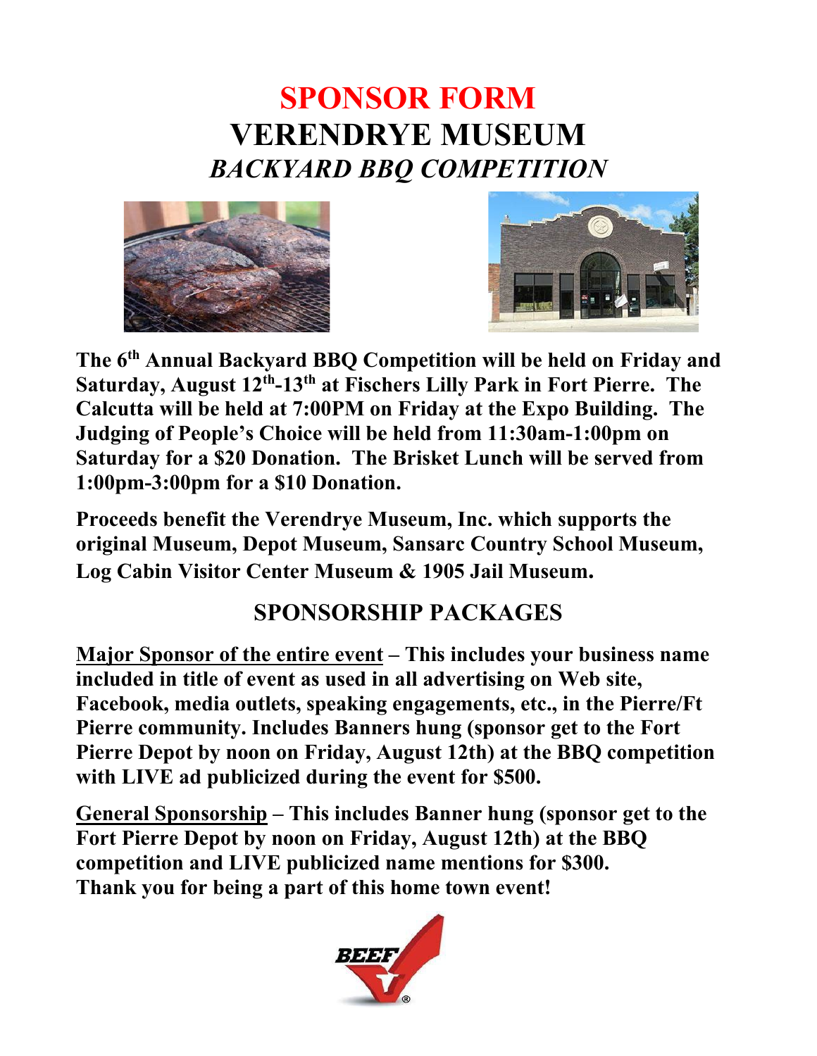# SPONSOR FORM
# VERENDRYE MUSEUM
## *BACKYARD BBQ COMPETITION*

**The 6th Annual Backyard BBQ Competition will be held on Friday and Saturday, August 12th-13th at Fischers Lilly Park in Fort Pierre. The Calcutta will be held at 7:00PM on Friday at the Expo Building. The Judging of People's Choice will be held from 11:30am-1:00pm on Saturday for a $20 Donation. The Brisket Lunch will be served from 1:00pm-3:00pm for a $10 Donation.**

**Proceeds benefit the Verendrye Museum, Inc. which supports the original Museum, Depot Museum, Sansarc Country School Museum, Log Cabin Visitor Center Museum & 1905 Jail Museum.**

## SPONSORSHIP PACKAGES

**<u>Major Sponsor of the entire event</u> – This includes your business name included in title of event as used in all advertising on Web site, Facebook, media outlets, speaking engagements, etc., in the Pierre/Ft Pierre community. Includes Banners hung (sponsor get to the Fort Pierre Depot by noon on Friday, August 12th) at the BBQ competition with LIVE ad publicized during the event for $500.**

**<u>General Sponsorship</u> – This includes Banner hung (sponsor get to the Fort Pierre Depot by noon on Friday, August 12th) at the BBQ competition and LIVE publicized name mentions for $300.**
**Thank you for being a part of this home town event!**

BEEF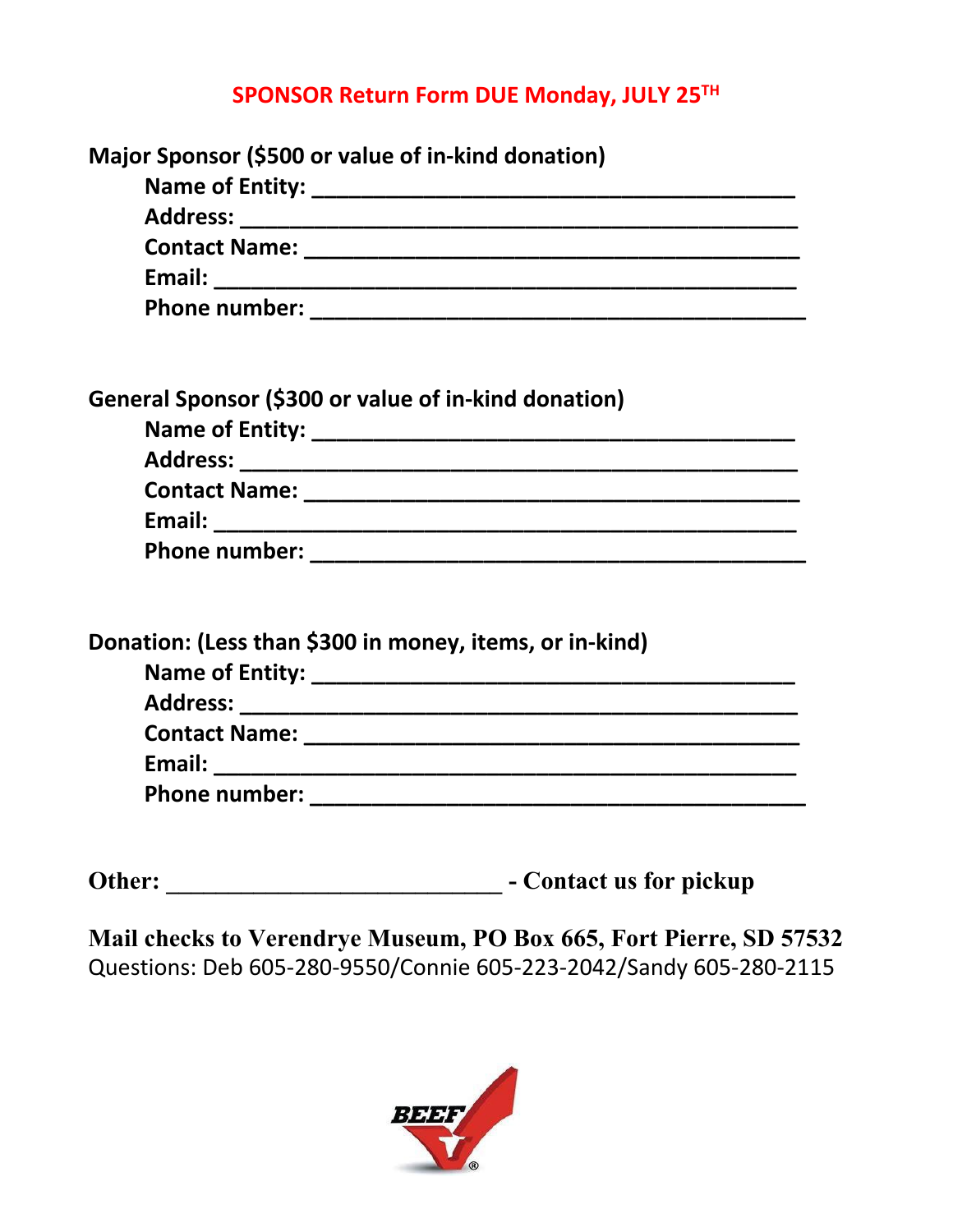**SPONSOR Return Form DUE Monday, JULY 25TH**

**Major Sponsor ($500 or value of in-kind donation)**

**Name of Entity:** ________________________________________

**Address:** ____________________________________________

**Contact Name:** _______________________________________

**Email:** _______________________________________________

**Phone number:** ________________________________________

**General Sponsor ($300 or value of in-kind donation)**

**Name of Entity:** ________________________________________

**Address:** ____________________________________________

**Contact Name:** _______________________________________

**Email:** _______________________________________________

**Phone number:** ________________________________________

**Donation: (Less than $300 in money, items, or in-kind)**

**Name of Entity:** ________________________________________

**Address:** ____________________________________________

**Contact Name:** _______________________________________

**Email:** _______________________________________________

**Phone number:** ________________________________________

**Other:** ___________________________ **- Contact us for pickup**

**Mail checks to Verendrye Museum, PO Box 665, Fort Pierre, SD 57532**

Questions: Deb 605-280-9550/Connie 605-223-2042/Sandy 605-280-2115

BEEF